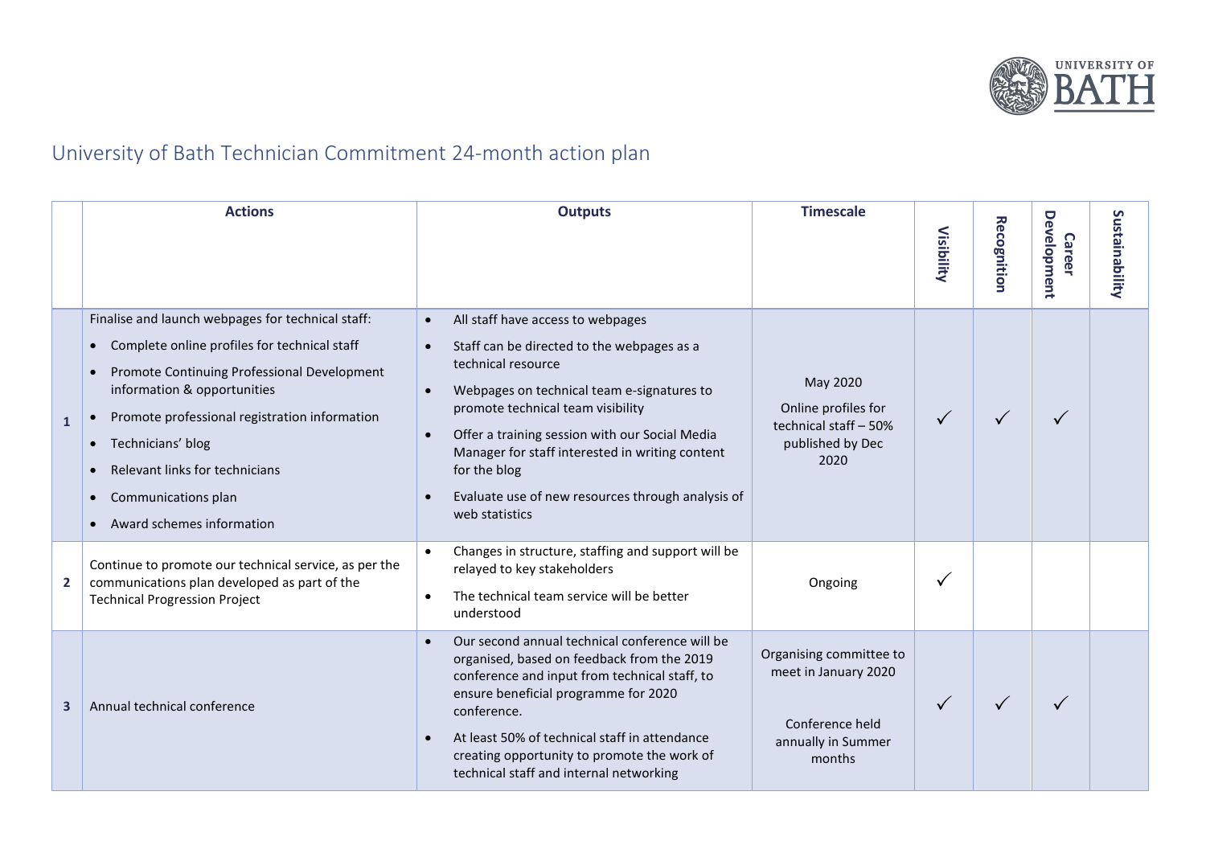# University of Bath Technician Commitment 24-month action plan

| | Actions | Outputs | Timescale | Visibility | Recognition | Career Development | Sustainability |
|---|---|---|---|---|---|---|---|
| **1** | Finalise and launch webpages for technical staff:<br>• Complete online profiles for technical staff<br>• Promote Continuing Professional Development information & opportunities<br>• Promote professional registration information<br>• Technicians' blog<br>• Relevant links for technicians<br>• Communications plan<br>• Award schemes information | • All staff have access to webpages<br>• Staff can be directed to the webpages as a technical resource<br>• Webpages on technical team e-signatures to promote technical team visibility<br>• Offer a training session with our Social Media Manager for staff interested in writing content for the blog<br>• Evaluate use of new resources through analysis of web statistics | May 2020<br>Online profiles for technical staff – 50% published by Dec 2020 | ✓ | ✓ | ✓ | |
| **2** | Continue to promote our technical service, as per the communications plan developed as part of the Technical Progression Project | • Changes in structure, staffing and support will be relayed to key stakeholders<br>• The technical team service will be better understood | Ongoing | ✓ | | | |
| **3** | Annual technical conference | • Our second annual technical conference will be organised, based on feedback from the 2019 conference and input from technical staff, to ensure beneficial programme for 2020 conference.<br>• At least 50% of technical staff in attendance creating opportunity to promote the work of technical staff and internal networking | Organising committee to meet in January 2020<br>Conference held annually in Summer months | ✓ | ✓ | ✓ | |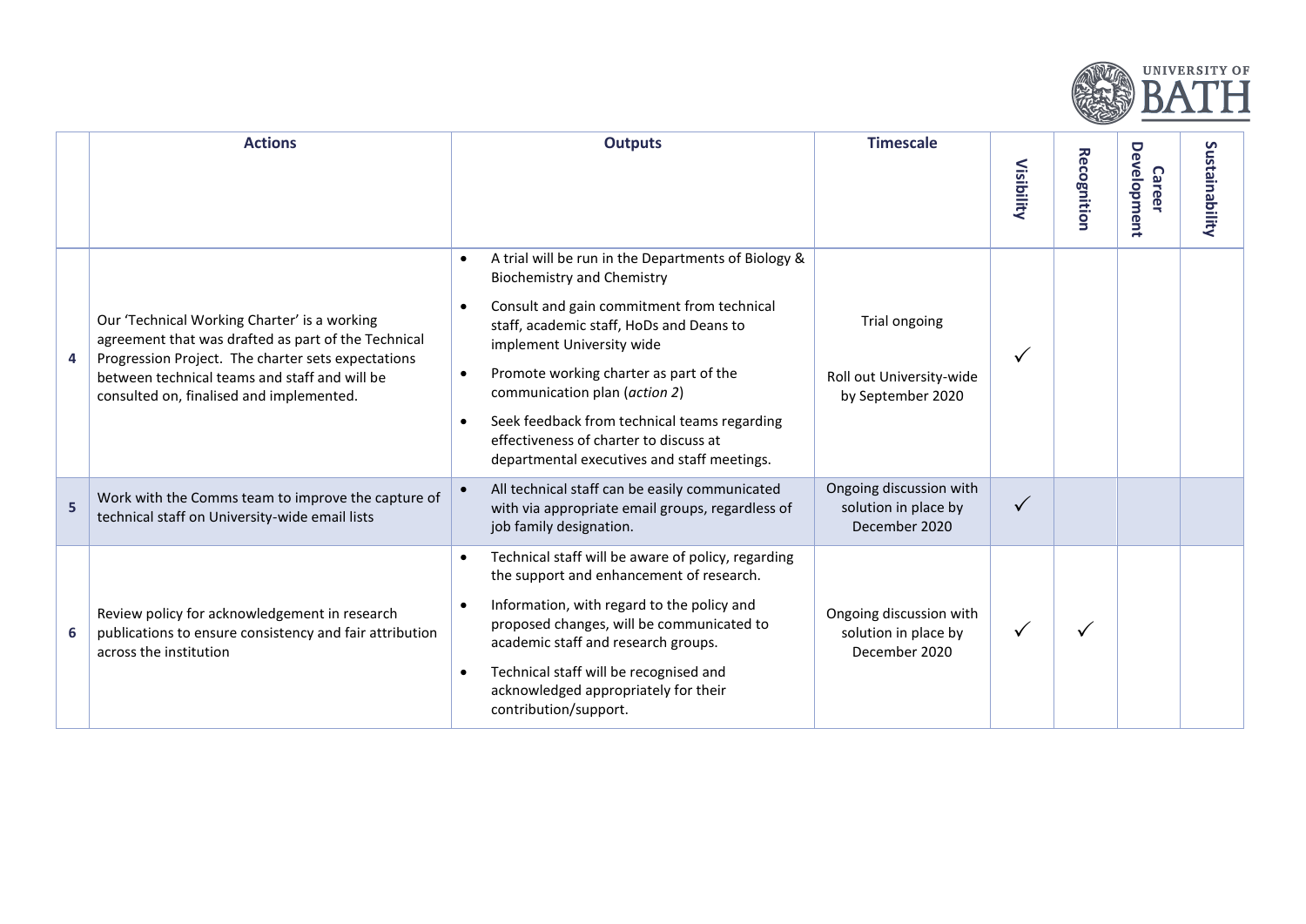| | Actions | Outputs | Timescale | Visibility | Recognition | Career Development | Sustainability |
|---|---|---|---|---|---|---|---|
| 4 | Our 'Technical Working Charter' is a working agreement that was drafted as part of the Technical Progression Project. The charter sets expectations between technical teams and staff and will be consulted on, finalised and implemented. | • A trial will be run in the Departments of Biology & Biochemistry and Chemistry<br>• Consult and gain commitment from technical staff, academic staff, HoDs and Deans to implement University wide<br>• Promote working charter as part of the communication plan (*action 2*)<br>• Seek feedback from technical teams regarding effectiveness of charter to discuss at departmental executives and staff meetings. | Trial ongoing<br><br>Roll out University-wide by September 2020 | ✓ | | | |
| 5 | Work with the Comms team to improve the capture of technical staff on University-wide email lists | • All technical staff can be easily communicated with via appropriate email groups, regardless of job family designation. | Ongoing discussion with solution in place by December 2020 | ✓ | | | |
| 6 | Review policy for acknowledgement in research publications to ensure consistency and fair attribution across the institution | • Technical staff will be aware of policy, regarding the support and enhancement of research.<br>• Information, with regard to the policy and proposed changes, will be communicated to academic staff and research groups.<br>• Technical staff will be recognised and acknowledged appropriately for their contribution/support. | Ongoing discussion with solution in place by December 2020 | ✓ | ✓ | | |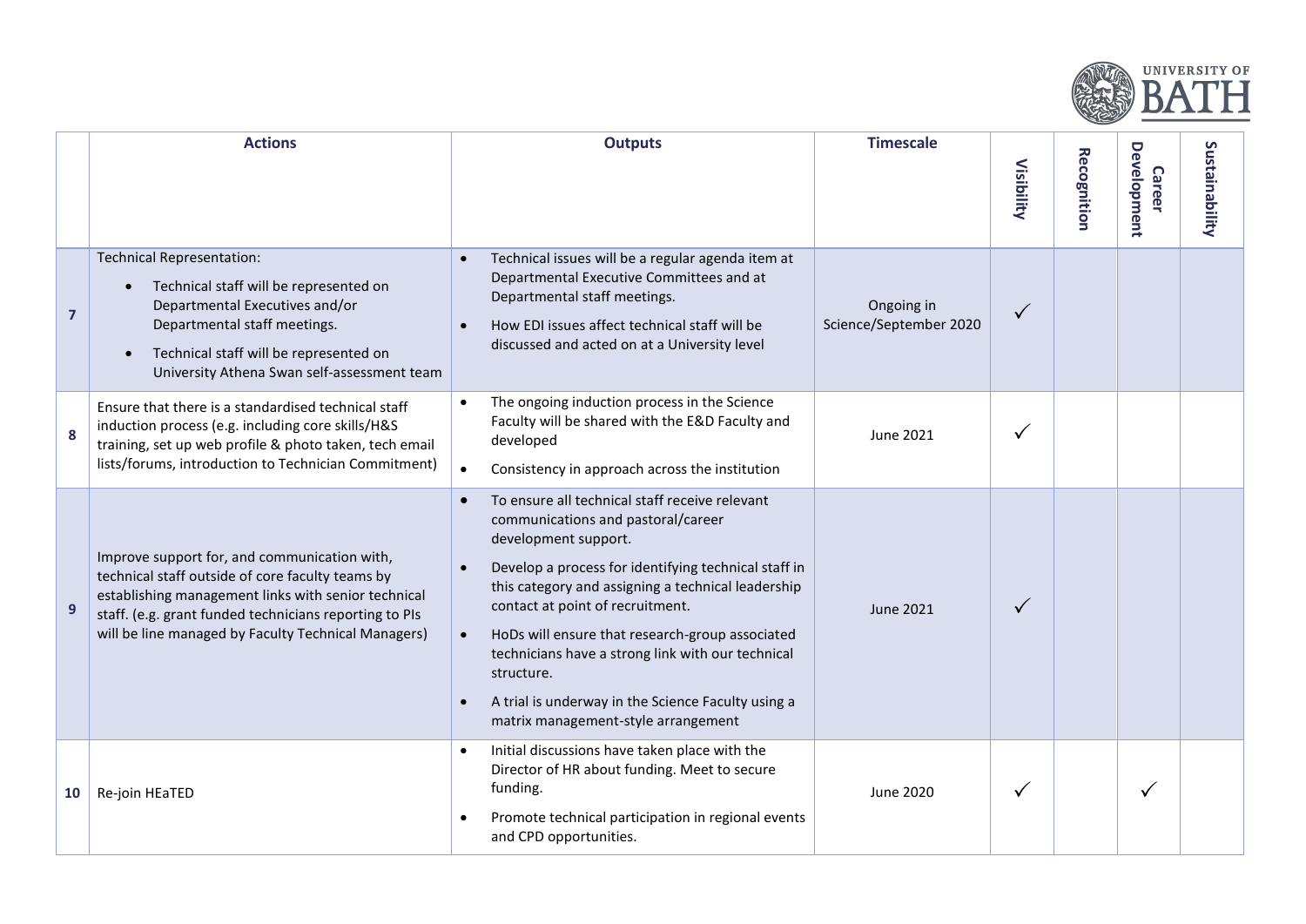| | Actions | Outputs | Timescale | Visibility | Recognition | Career Development | Sustainability |
|---|---|---|---|---|---|---|---|
| **7** | Technical Representation:<br>• Technical staff will be represented on Departmental Executives and/or Departmental staff meetings.<br>• Technical staff will be represented on University Athena Swan self-assessment team | • Technical issues will be a regular agenda item at Departmental Executive Committees and at Departmental staff meetings.<br>• How EDI issues affect technical staff will be discussed and acted on at a University level | Ongoing in Science/September 2020 | ✓ | | | |
| **8** | Ensure that there is a standardised technical staff induction process (e.g. including core skills/H&S training, set up web profile & photo taken, tech email lists/forums, introduction to Technician Commitment) | • The ongoing induction process in the Science Faculty will be shared with the E&D Faculty and developed<br>• Consistency in approach across the institution | June 2021 | ✓ | | | |
| **9** | Improve support for, and communication with, technical staff outside of core faculty teams by establishing management links with senior technical staff. (e.g. grant funded technicians reporting to PIs will be line managed by Faculty Technical Managers) | • To ensure all technical staff receive relevant communications and pastoral/career development support.<br>• Develop a process for identifying technical staff in this category and assigning a technical leadership contact at point of recruitment.<br>• HoDs will ensure that research-group associated technicians have a strong link with our technical structure.<br>• A trial is underway in the Science Faculty using a matrix management-style arrangement | June 2021 | ✓ | | | |
| **10** | Re-join HEaTED | • Initial discussions have taken place with the Director of HR about funding. Meet to secure funding.<br>• Promote technical participation in regional events and CPD opportunities. | June 2020 | ✓ | | ✓ | |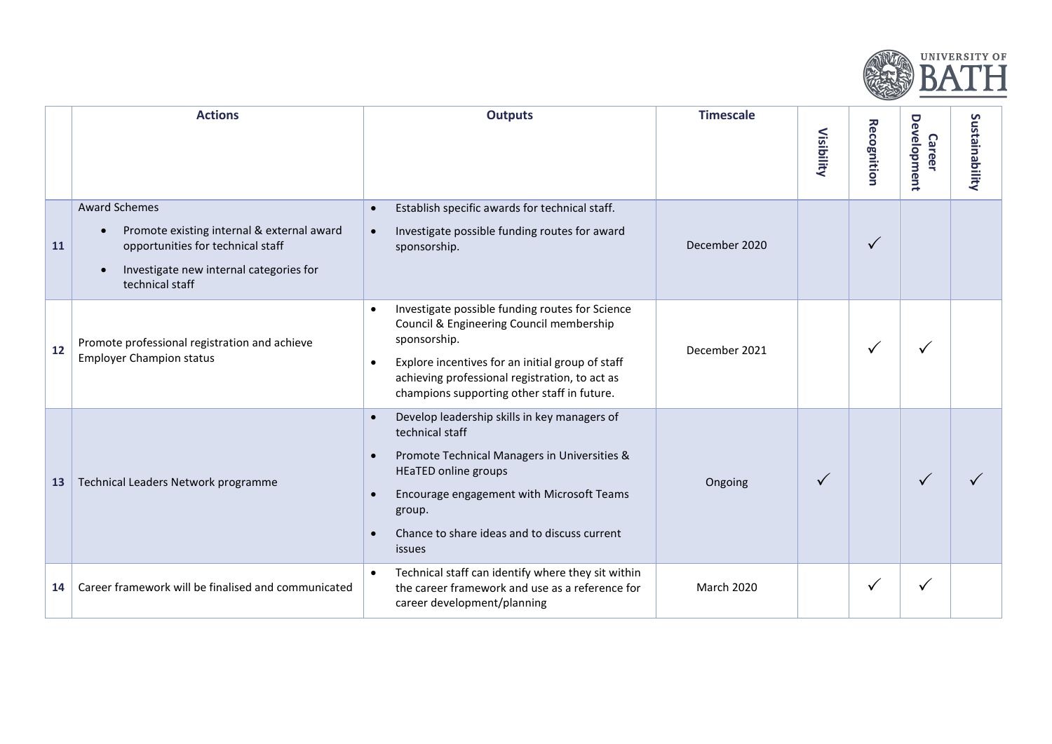| | Actions | Outputs | Timescale | Visibility | Recognition | Career Development | Sustainability |
|---|---|---|---|---|---|---|---|
| 11 | Award Schemes<br>• Promote existing internal & external award opportunities for technical staff<br>• Investigate new internal categories for technical staff | • Establish specific awards for technical staff.<br>• Investigate possible funding routes for award sponsorship. | December 2020 | | ✓ | | |
| 12 | Promote professional registration and achieve Employer Champion status | • Investigate possible funding routes for Science Council & Engineering Council membership sponsorship.<br>• Explore incentives for an initial group of staff achieving professional registration, to act as champions supporting other staff in future. | December 2021 | | ✓ | ✓ | |
| 13 | Technical Leaders Network programme | • Develop leadership skills in key managers of technical staff<br>• Promote Technical Managers in Universities & HEaTED online groups<br>• Encourage engagement with Microsoft Teams group.<br>• Chance to share ideas and to discuss current issues | Ongoing | ✓ | | ✓ | ✓ |
| 14 | Career framework will be finalised and communicated | • Technical staff can identify where they sit within the career framework and use as a reference for career development/planning | March 2020 | | ✓ | ✓ | |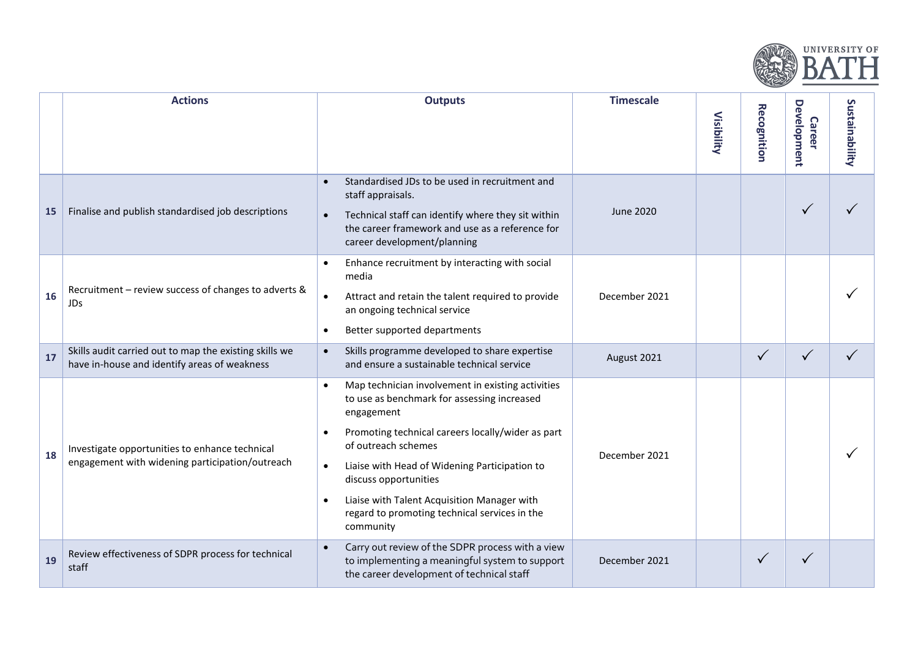| | Actions | Outputs | Timescale | Visibility | Recognition | Career Development | Sustainability |
|---|---|---|---|---|---|---|---|
| **15** | Finalise and publish standardised job descriptions | • Standardised JDs to be used in recruitment and staff appraisals.<br>• Technical staff can identify where they sit within the career framework and use as a reference for career development/planning | June 2020 | | | ✓ | ✓ |
| **16** | Recruitment – review success of changes to adverts & JDs | • Enhance recruitment by interacting with social media<br>• Attract and retain the talent required to provide an ongoing technical service<br>• Better supported departments | December 2021 | | | | ✓ |
| **17** | Skills audit carried out to map the existing skills we have in-house and identify areas of weakness | • Skills programme developed to share expertise and ensure a sustainable technical service | August 2021 | | ✓ | ✓ | ✓ |
| **18** | Investigate opportunities to enhance technical engagement with widening participation/outreach | • Map technician involvement in existing activities to use as benchmark for assessing increased engagement<br>• Promoting technical careers locally/wider as part of outreach schemes<br>• Liaise with Head of Widening Participation to discuss opportunities<br>• Liaise with Talent Acquisition Manager with regard to promoting technical services in the community | December 2021 | | | | ✓ |
| **19** | Review effectiveness of SDPR process for technical staff | • Carry out review of the SDPR process with a view to implementing a meaningful system to support the career development of technical staff | December 2021 | | ✓ | ✓ | |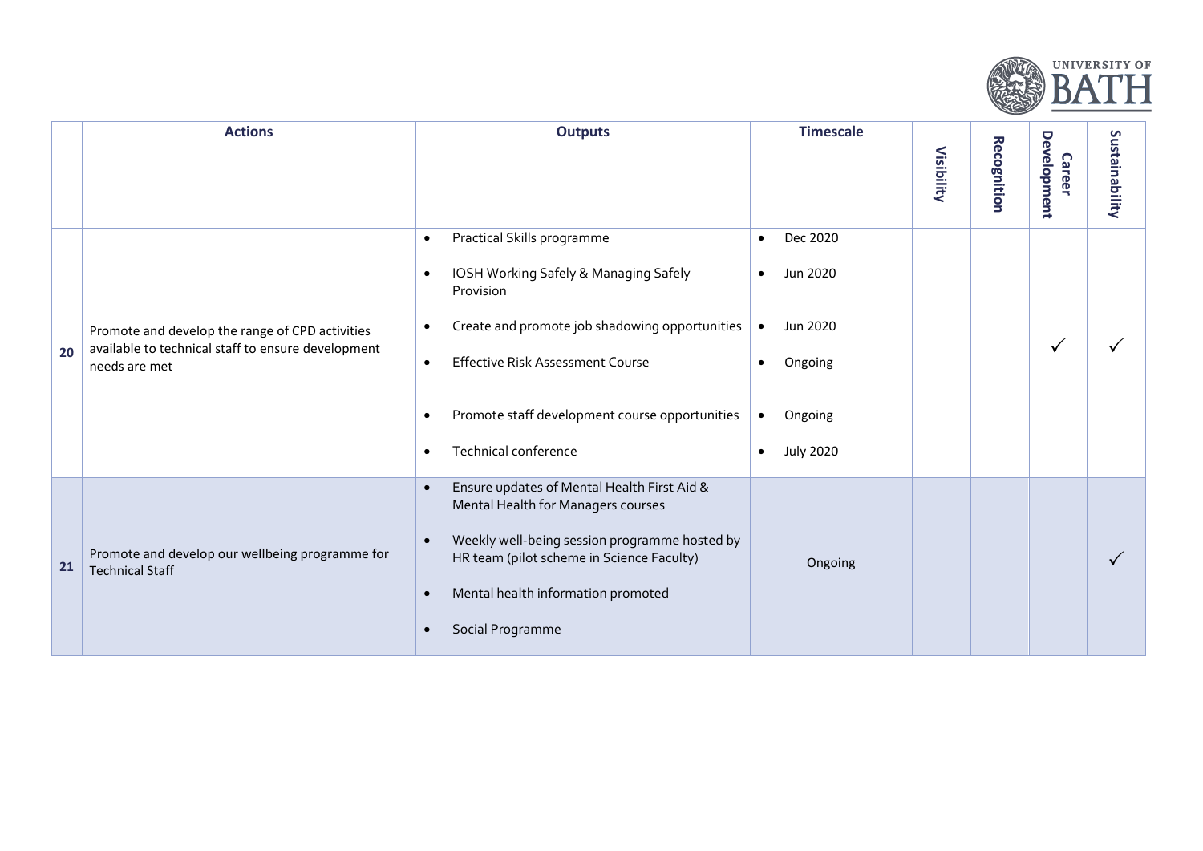| | Actions | Outputs | Timescale | Visibility | Recognition | Career Development | Sustainability |
|---|---|---|---|---|---|---|---|
| 20 | Promote and develop the range of CPD activities available to technical staff to ensure development needs are met | • Practical Skills programme<br>• IOSH Working Safely & Managing Safely Provision<br>• Create and promote job shadowing opportunities<br>• Effective Risk Assessment Course<br>• Promote staff development course opportunities<br>• Technical conference | • Dec 2020<br>• Jun 2020<br>• Jun 2020<br>• Ongoing<br>• Ongoing<br>• July 2020 | | | ✓ | ✓ |
| 21 | Promote and develop our wellbeing programme for Technical Staff | • Ensure updates of Mental Health First Aid & Mental Health for Managers courses<br>• Weekly well-being session programme hosted by HR team (pilot scheme in Science Faculty)<br>• Mental health information promoted<br>• Social Programme | Ongoing | | | | ✓ |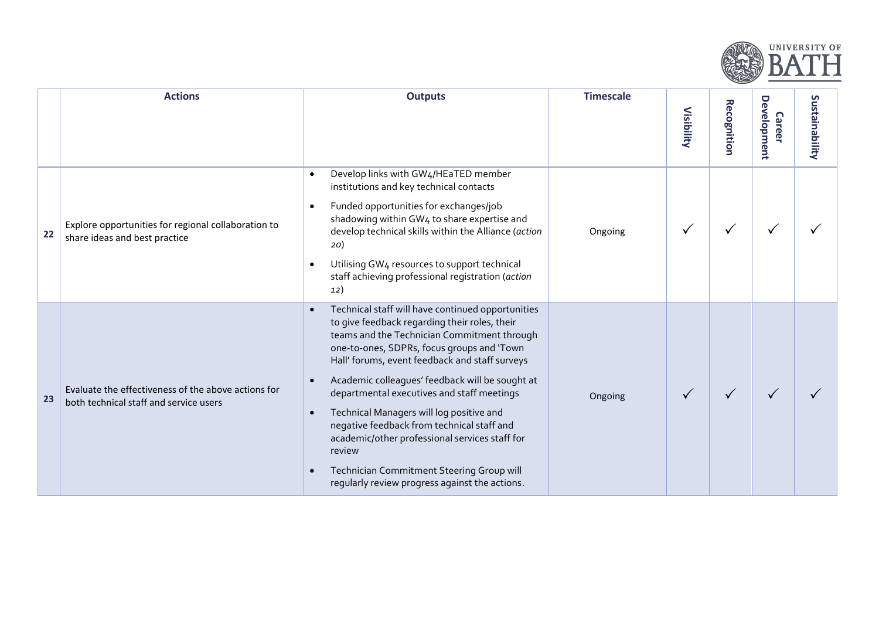| | Actions | Outputs | Timescale | Visibility | Recognition | Career Development | Sustainability |
|---|---|---|---|---|---|---|---|
| 22 | Explore opportunities for regional collaboration to share ideas and best practice | • Develop links with GW4/HEaTED member institutions and key technical contacts<br>• Funded opportunities for exchanges/job shadowing within GW4 to share expertise and develop technical skills within the Alliance (*action 20*)<br>• Utilising GW4 resources to support technical staff achieving professional registration (*action 12*) | Ongoing | ✓ | ✓ | ✓ | ✓ |
| 23 | Evaluate the effectiveness of the above actions for both technical staff and service users | • Technical staff will have continued opportunities to give feedback regarding their roles, their teams and the Technician Commitment through one-to-ones, SDPRs, focus groups and 'Town Hall' forums, event feedback and staff surveys<br>• Academic colleagues' feedback will be sought at departmental executives and staff meetings<br>• Technical Managers will log positive and negative feedback from technical staff and academic/other professional services staff for review<br>• Technician Commitment Steering Group will regularly review progress against the actions. | Ongoing | ✓ | ✓ | ✓ | ✓ |